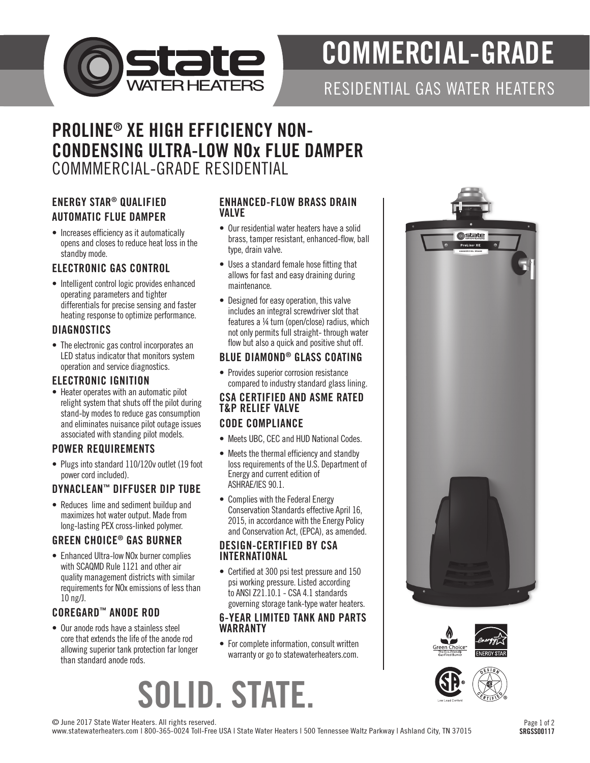# COMMERCIAL-GRADE

## RESIDENTIAL GAS WATER HEATERS

## PROLINE® XE HIGH EFFICIENCY NON-CONDENSING ULTRA-LOW NOx FLUE DAMPER

COMMMERCIAL-GRADE RESIDENTIAL

### ENERGY STAR® QUALIFIED AUTOMATIC FLUE DAMPER

- Increases efficiency as it automatically opens and closes to reduce heat loss in the standby mode.

### ELECTRONIC GAS CONTROL

- Intelligent control logic provides enhanced operating parameters and tighter differentials for precise sensing and faster heating response to optimize performance.

### DIAGNOSTICS

- The electronic gas control incorporates an LED status indicator that monitors system operation and service diagnostics.

### ELECTRONIC IGNITION

- Heater operates with an automatic pilot relight system that shuts off the pilot during stand-by modes to reduce gas consumption and eliminates nuisance pilot outage issues associated with standing pilot models.

### POWER REQUIREMENTS

- Plugs into standard 110/120v outlet (19 foot power cord included).

### DYNACLEAN™ DIFFUSER DIP TUBE

- Reduces lime and sediment buildup and maximizes hot water output. Made from long-lasting PEX cross-linked polymer.

### GREEN CHOICE® GAS BURNER

- Enhanced Ultra-low NOx burner complies with SCAQMD Rule 1121 and other air quality management districts with similar requirements for NOx emissions of less than 10 ng/J.

### COREGARD™ ANODE ROD

- Our anode rods have a stainless steel core that extends the life of the anode rod allowing superior tank protection far longer than standard anode rods.

### ENHANCED-FLOW BRASS DRAIN VALVE

- Our residential water heaters have a solid brass, tamper resistant, enhanced-flow, ball type, drain valve.
- Uses a standard female hose fitting that allows for fast and easy draining during maintenance.
- Designed for easy operation, this valve includes an integral screwdriver slot that features a ¼ turn (open/close) radius, which not only permits full straight- through water flow but also a quick and positive shut off.

### BLUE DIAMOND® GLASS COATING

- Provides superior corrosion resistance compared to industry standard glass lining.

### CSA CERTIFIED AND ASME RATED T&P RELIEF VALVE

### CODE COMPLIANCE

- Meets UBC, CEC and HUD National Codes.
- Meets the thermal efficiency and standby loss requirements of the U.S. Department of Energy and current edition of ASHRAE/IES 90.1.
- Complies with the Federal Energy Conservation Standards effective April 16, 2015, in accordance with the Energy Policy and Conservation Act, (EPCA), as amended.

### DESIGN-CERTIFIED BY CSA INTERNATIONAL

- Certified at 300 psi test pressure and 150 psi working pressure. Listed according to ANSI Z21.10.1 - CSA 4.1 standards governing storage tank-type water heaters.

### 6-YEAR LIMITED TANK AND PARTS WARRANTY

- For complete information, consult written warranty or go to statewaterheaters.com.

# SOLID. STATE.

© June 2017 State Water Heaters. All rights reserved.
www.statewaterheaters.com | 800-365-0024 Toll-Free USA | State Water Heaters | 500 Tennessee Waltz Parkway | Ashland City, TN 37015

SRGSS00117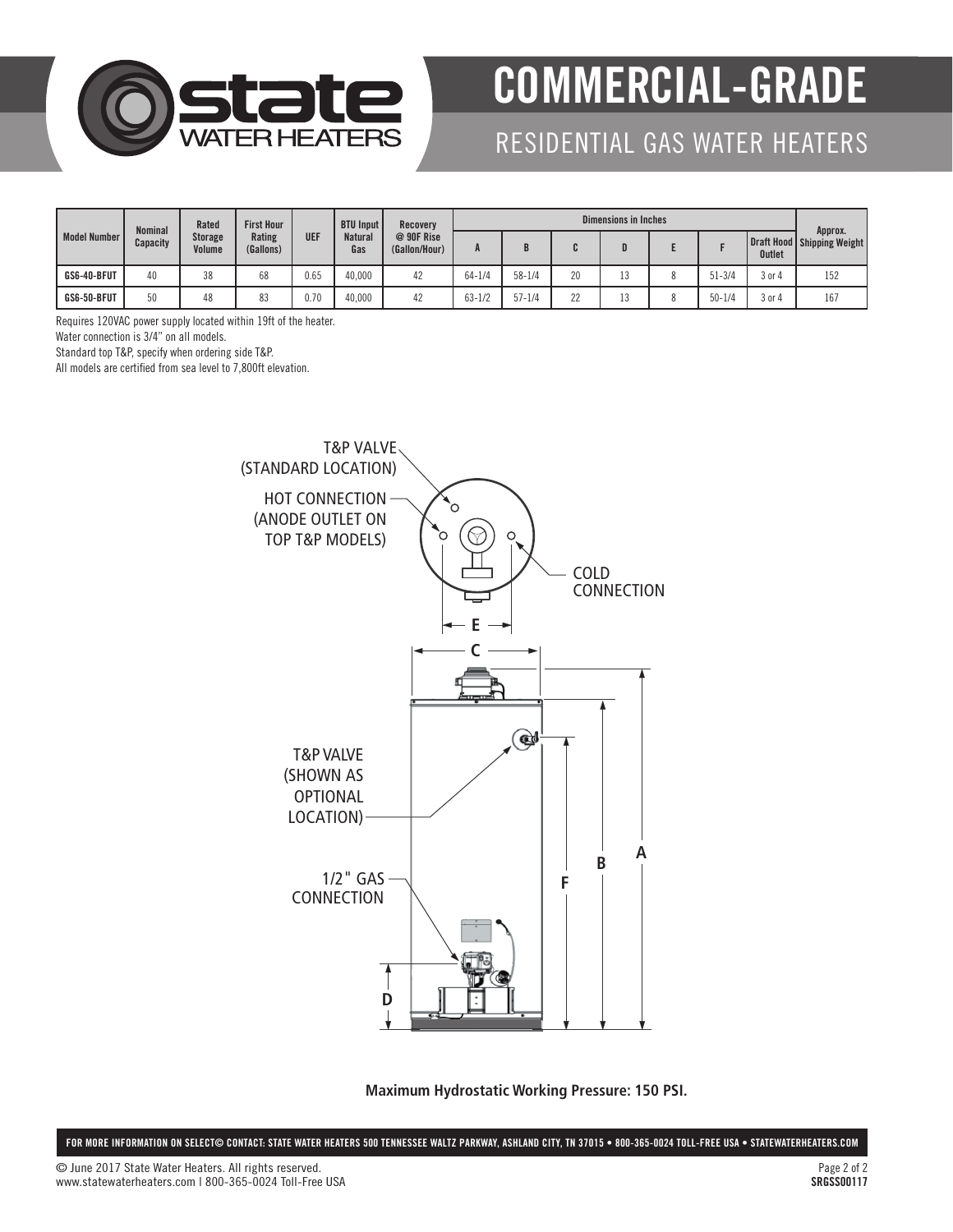# COMMERCIAL-GRADE

## RESIDENTIAL GAS WATER HEATERS

| Model Number | Nominal Capacity | Rated Storage Volume | First Hour Rating (Gallons) | UEF | BTU Input Natural Gas | Recovery @ 90F Rise (Gallon/Hour) | Dimensions in Inches | | | | | | | Approx. Shipping Weight |
|---|---|---|---|---|---|---|---|---|---|---|---|---|---|---|
| | | | | | | | A | B | C | D | E | F | Draft Hood Outlet | |
| GS6-40-BFUT | 40 | 38 | 68 | 0.65 | 40,000 | 42 | 64-1/4 | 58-1/4 | 20 | 13 | 8 | 51-3/4 | 3 or 4 | 152 |
| GS6-50-BFUT | 50 | 48 | 83 | 0.70 | 40,000 | 42 | 63-1/2 | 57-1/4 | 22 | 13 | 8 | 50-1/4 | 3 or 4 | 167 |

Requires 120VAC power supply located within 19ft of the heater.

Water connection is 3/4" on all models.

Standard top T&P, specify when ordering side T&P.

All models are certified from sea level to 7,800ft elevation.

T&P VALVE (STANDARD LOCATION)

HOT CONNECTION (ANODE OUTLET ON TOP T&P MODELS)

COLD CONNECTION

E

C

T&P VALVE (SHOWN AS OPTIONAL LOCATION)

1/2" GAS CONNECTION

D

F

B

A

**Maximum Hydrostatic Working Pressure: 150 PSI.**

FOR MORE INFORMATION ON SELECT© CONTACT: STATE WATER HEATERS 500 TENNESSEE WALTZ PARKWAY, ASHLAND CITY, TN 37015 • 800-365-0024 TOLL-FREE USA • STATEWATERHEATERS.COM

© June 2017 State Water Heaters. All rights reserved.
www.statewaterheaters.com | 800-365-0024 Toll-Free USA

SRGSS00117